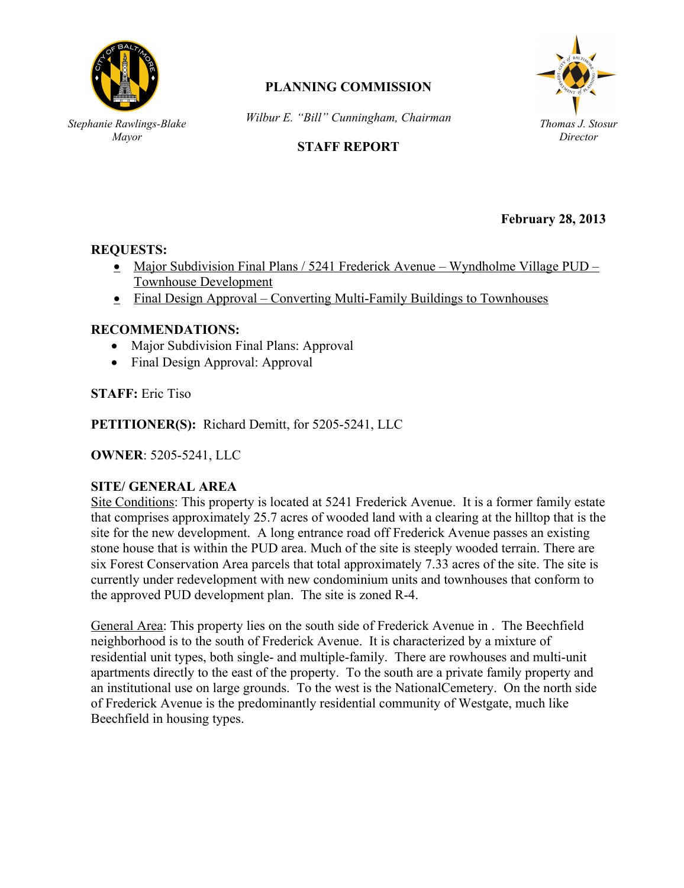Stephanie Rawlings-Blake
*Mayor*

# PLANNING COMMISSION

*Wilbur E. "Bill" Cunningham, Chairman*

## STAFF REPORT

*Thomas J. Stosur*
*Director*

**February 28, 2013**

**REQUESTS:**

- Major Subdivision Final Plans / 5241 Frederick Avenue – Wyndholme Village PUD – Townhouse Development
- Final Design Approval – Converting Multi-Family Buildings to Townhouses

**RECOMMENDATIONS:**

- Major Subdivision Final Plans: Approval
- Final Design Approval: Approval

**STAFF:** Eric Tiso

**PETITIONER(S):** Richard Demitt, for 5205-5241, LLC

**OWNER**: 5205-5241, LLC

**SITE/ GENERAL AREA**

Site Conditions: This property is located at 5241 Frederick Avenue. It is a former family estate that comprises approximately 25.7 acres of wooded land with a clearing at the hilltop that is the site for the new development. A long entrance road off Frederick Avenue passes an existing stone house that is within the PUD area. Much of the site is steeply wooded terrain. There are six Forest Conservation Area parcels that total approximately 7.33 acres of the site. The site is currently under redevelopment with new condominium units and townhouses that conform to the approved PUD development plan. The site is zoned R-4.

General Area: This property lies on the south side of Frederick Avenue in . The Beechfield neighborhood is to the south of Frederick Avenue. It is characterized by a mixture of residential unit types, both single- and multiple-family. There are rowhouses and multi-unit apartments directly to the east of the property. To the south are a private family property and an institutional use on large grounds. To the west is the NationalCemetery. On the north side of Frederick Avenue is the predominantly residential community of Westgate, much like Beechfield in housing types.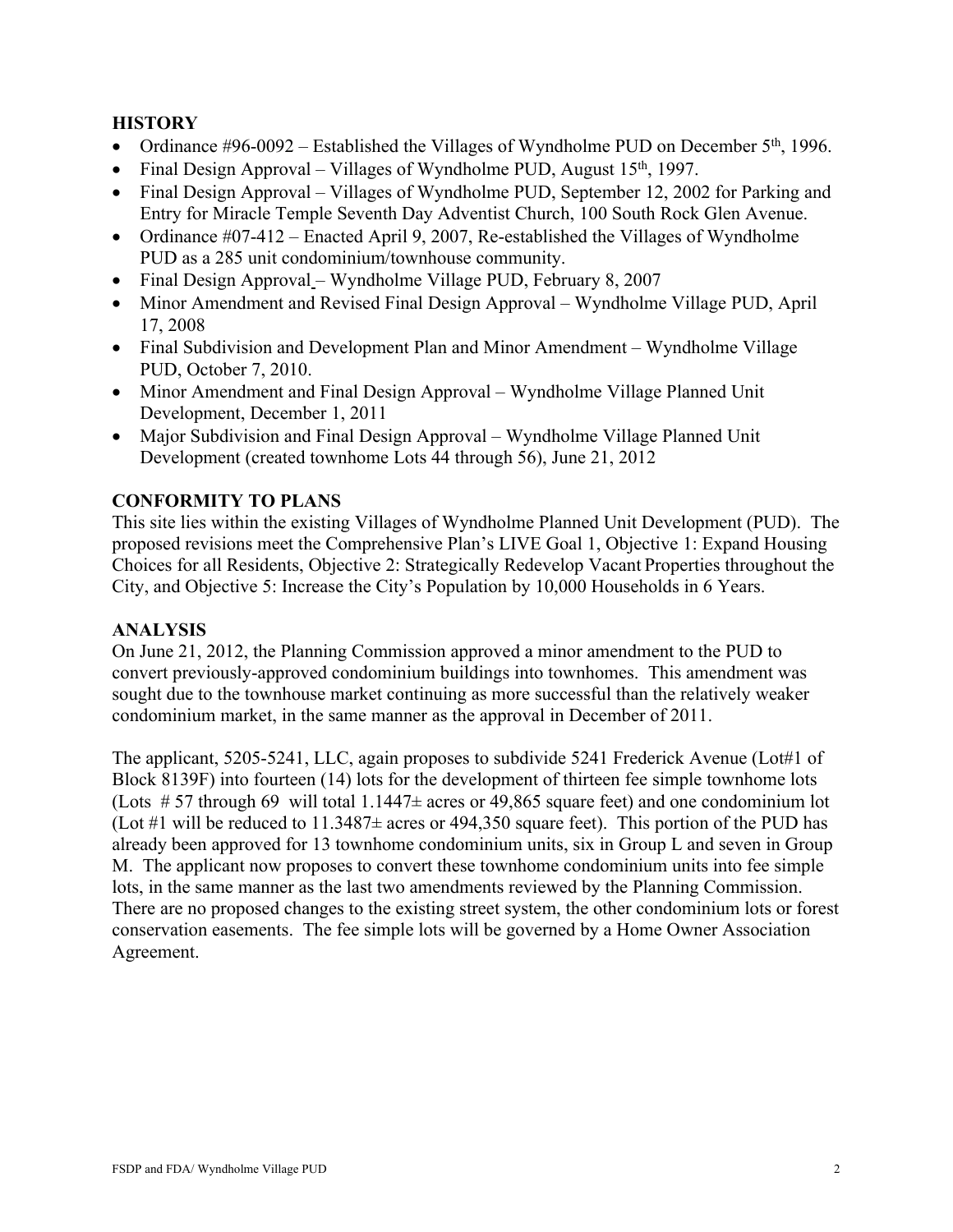## HISTORY

- Ordinance #96-0092 – Established the Villages of Wyndholme PUD on December 5th, 1996.
- Final Design Approval – Villages of Wyndholme PUD, August 15th, 1997.
- Final Design Approval – Villages of Wyndholme PUD, September 12, 2002 for Parking and Entry for Miracle Temple Seventh Day Adventist Church, 100 South Rock Glen Avenue.
- Ordinance #07-412 – Enacted April 9, 2007, Re-established the Villages of Wyndholme PUD as a 285 unit condominium/townhouse community.
- Final Design Approval – Wyndholme Village PUD, February 8, 2007
- Minor Amendment and Revised Final Design Approval – Wyndholme Village PUD, April 17, 2008
- Final Subdivision and Development Plan and Minor Amendment – Wyndholme Village PUD, October 7, 2010.
- Minor Amendment and Final Design Approval – Wyndholme Village Planned Unit Development, December 1, 2011
- Major Subdivision and Final Design Approval – Wyndholme Village Planned Unit Development (created townhome Lots 44 through 56), June 21, 2012

## CONFORMITY TO PLANS

This site lies within the existing Villages of Wyndholme Planned Unit Development (PUD). The proposed revisions meet the Comprehensive Plan's LIVE Goal 1, Objective 1: Expand Housing Choices for all Residents, Objective 2: Strategically Redevelop Vacant Properties throughout the City, and Objective 5: Increase the City's Population by 10,000 Households in 6 Years.

## ANALYSIS

On June 21, 2012, the Planning Commission approved a minor amendment to the PUD to convert previously-approved condominium buildings into townhomes. This amendment was sought due to the townhouse market continuing as more successful than the relatively weaker condominium market, in the same manner as the approval in December of 2011.

The applicant, 5205-5241, LLC, again proposes to subdivide 5241 Frederick Avenue (Lot#1 of Block 8139F) into fourteen (14) lots for the development of thirteen fee simple townhome lots (Lots # 57 through 69 will total 1.1447± acres or 49,865 square feet) and one condominium lot (Lot #1 will be reduced to 11.3487± acres or 494,350 square feet). This portion of the PUD has already been approved for 13 townhome condominium units, six in Group L and seven in Group M. The applicant now proposes to convert these townhome condominium units into fee simple lots, in the same manner as the last two amendments reviewed by the Planning Commission. There are no proposed changes to the existing street system, the other condominium lots or forest conservation easements. The fee simple lots will be governed by a Home Owner Association Agreement.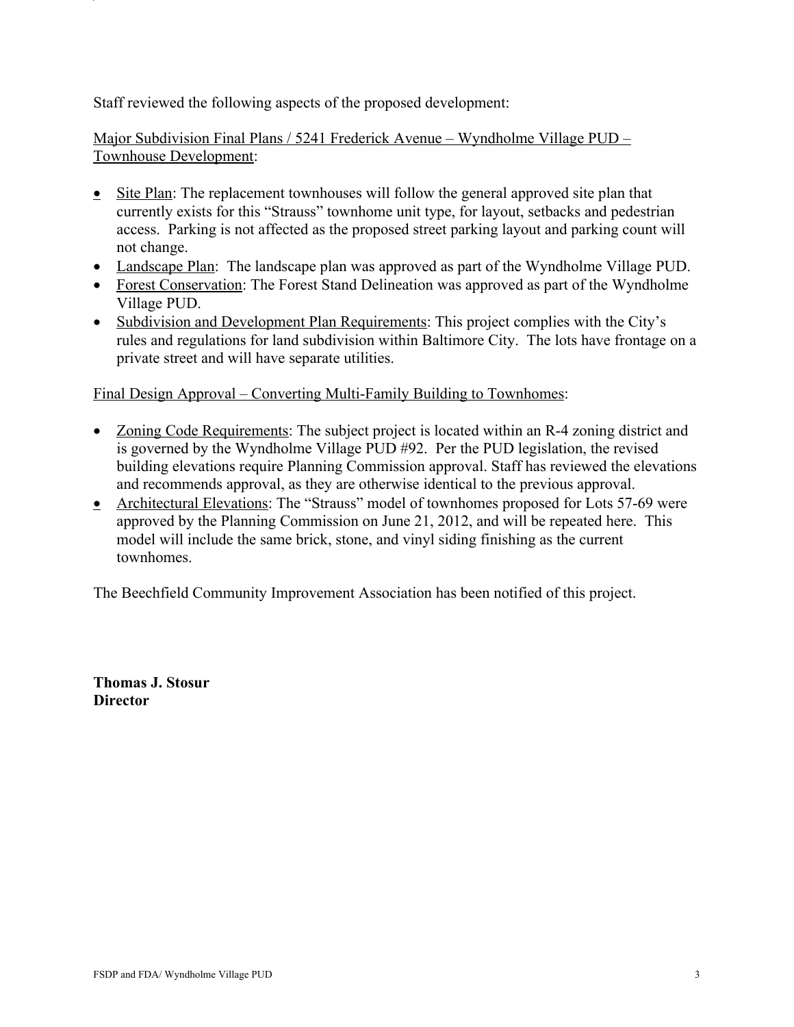Staff reviewed the following aspects of the proposed development:

Major Subdivision Final Plans / 5241 Frederick Avenue – Wyndholme Village PUD – Townhouse Development:

- Site Plan: The replacement townhouses will follow the general approved site plan that currently exists for this "Strauss" townhome unit type, for layout, setbacks and pedestrian access. Parking is not affected as the proposed street parking layout and parking count will not change.
- Landscape Plan: The landscape plan was approved as part of the Wyndholme Village PUD.
- Forest Conservation: The Forest Stand Delineation was approved as part of the Wyndholme Village PUD.
- Subdivision and Development Plan Requirements: This project complies with the City's rules and regulations for land subdivision within Baltimore City. The lots have frontage on a private street and will have separate utilities.

Final Design Approval – Converting Multi-Family Building to Townhomes:

- Zoning Code Requirements: The subject project is located within an R-4 zoning district and is governed by the Wyndholme Village PUD #92. Per the PUD legislation, the revised building elevations require Planning Commission approval. Staff has reviewed the elevations and recommends approval, as they are otherwise identical to the previous approval.
- Architectural Elevations: The "Strauss" model of townhomes proposed for Lots 57-69 were approved by the Planning Commission on June 21, 2012, and will be repeated here. This model will include the same brick, stone, and vinyl siding finishing as the current townhomes.

The Beechfield Community Improvement Association has been notified of this project.

**Thomas J. Stosur**
**Director**